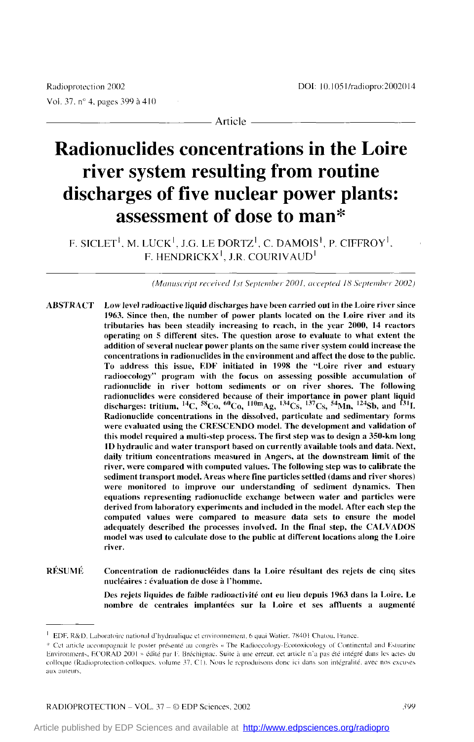Article

# Radionuclides concentrations in the Loire river system resulting from routine discharges of five nuclear power plants: assessment of dose to man*

F. SICLET[1], M. LUCK[1], J.G. LE DORTZ[1], C. DAMOIS[1], P. CIFFROY[1], F. HENDRICKX[1], J.R. COURIVAUD[1]

*(Manuscript received 1st September 2001, accepted 18 September 2002)*

**ABSTRACT** **Low level radioactive liquid discharges have been carried out in the Loire river since 1963. Since then, the number of power plants located on the Loire river and its tributaries has been steadily increasing to reach, in the year 2000, 14 reactors operating on 5 different sites. The question arose to evaluate to what extent the addition of several nuclear power plants on the same river system could increase the concentrations in radionuclides in the environment and affect the dose to the public. To address this issue, EDF initiated in 1998 the "Loire river and estuary radioecology" program with the focus on assessing possible accumulation of radionuclide in river bottom sediments or on river shores. The following radionuclides were considered because of their importance in power plant liquid discharges: tritium, $^{14}C$, $^{58}Co$, $^{60}Co$, $^{110m}Ag$, $^{134}Cs$, $^{137}Cs$, $^{54}Mn$, $^{124}Sb$, and $^{131}I$. Radionuclide concentrations in the dissolved, particulate and sedimentary forms were evaluated using the CRESCENDO model. The development and validation of this model required a multi-step process. The first step was to design a 350-km long 1D hydraulic and water transport based on currently available tools and data. Next, daily tritium concentrations measured in Angers, at the downstream limit of the river, were compared with computed values. The following step was to calibrate the sediment transport model. Areas where fine particles settled (dams and river shores) were monitored to improve our understanding of sediment dynamics. Then equations representing radionuclide exchange between water and particles were derived from laboratory experiments and included in the model. After each step the computed values were compared to measure data sets to ensure the model adequately described the processes involved. In the final step, the CALVADOS model was used to calculate dose to the public at different locations along the Loire river.**

**RÉSUMÉ** **Concentration de radionucléides dans la Loire résultant des rejets de cinq sites nucléaires : évaluation de dose à l'homme.**

**Des rejets liquides de faible radioactivité ont eu lieu depuis 1963 dans la Loire. Le nombre de centrales implantées sur la Loire et ses affluents a augmenté**

---

[1] EDF, R&D, Laboratoire national d'hydraulique et environnement, 6 quai Watier, 78401 Chatou, France.

\* Cet article accompagnait le poster présenté au congrès « The Radioecology-Ecotoxicology of Continental and Estuarine Environments, ECORAD 2001 » édité par F. Bréchignac. Suite à une erreur, cet article n'a pas été intégré dans les actes du colloque (Radioprotection-colloques, volume 37, C1). Nous le reproduisons donc ici dans son intégralité, avec nos excuses aux auteurs.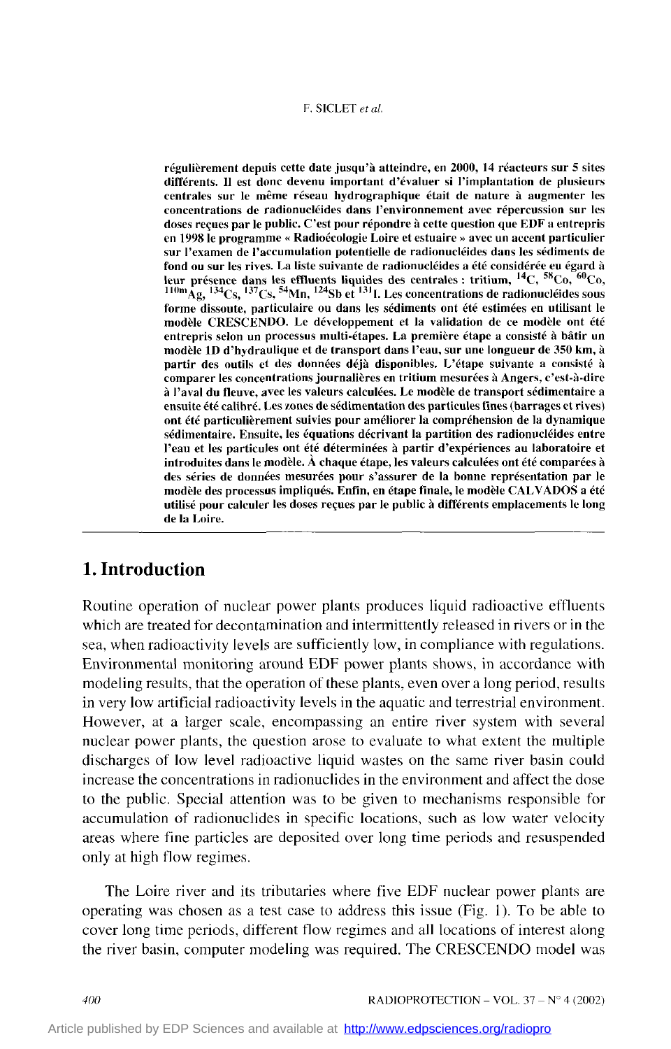**régulièrement depuis cette date jusqu'à atteindre, en 2000, 14 réacteurs sur 5 sites différents. Il est donc devenu important d'évaluer si l'implantation de plusieurs centrales sur le même réseau hydrographique était de nature à augmenter les concentrations de radionucléides dans l'environnement avec répercussion sur les doses reçues par le public. C'est pour répondre à cette question que EDF a entrepris en 1998 le programme « Radioécologie Loire et estuaire » avec un accent particulier sur l'examen de l'accumulation potentielle de radionucléides dans les sédiments de fond ou sur les rives. La liste suivante de radionucléides a été considérée eu égard à leur présence dans les effluents liquides des centrales : tritium, $^{14}C$, $^{58}Co$, $^{60}Co$, $^{110m}Ag$, $^{134}Cs$, $^{137}Cs$, $^{54}Mn$, $^{124}Sb$ et $^{131}I$. Les concentrations de radionucléides sous forme dissoute, particulaire ou dans les sédiments ont été estimées en utilisant le modèle CRESCENDO. Le développement et la validation de ce modèle ont été entrepris selon un processus multi-étapes. La première étape a consisté à bâtir un modèle 1D d'hydraulique et de transport dans l'eau, sur une longueur de 350 km, à partir des outils et des données déjà disponibles. L'étape suivante a consisté à comparer les concentrations journalières en tritium mesurées à Angers, c'est-à-dire à l'aval du fleuve, avec les valeurs calculées. Le modèle de transport sédimentaire a ensuite été calibré. Les zones de sédimentation des particules fines (barrages et rives) ont été particulièrement suivies pour améliorer la compréhension de la dynamique sédimentaire. Ensuite, les équations décrivant la partition des radionucléides entre l'eau et les particules ont été déterminées à partir d'expériences au laboratoire et introduites dans le modèle. À chaque étape, les valeurs calculées ont été comparées à des séries de données mesurées pour s'assurer de la bonne représentation par le modèle des processus impliqués. Enfin, en étape finale, le modèle CALVADOS a été utilisé pour calculer les doses reçues par le public à différents emplacements le long de la Loire.**

## 1. Introduction

Routine operation of nuclear power plants produces liquid radioactive effluents which are treated for decontamination and intermittently released in rivers or in the sea, when radioactivity levels are sufficiently low, in compliance with regulations. Environmental monitoring around EDF power plants shows, in accordance with modeling results, that the operation of these plants, even over a long period, results in very low artificial radioactivity levels in the aquatic and terrestrial environment. However, at a larger scale, encompassing an entire river system with several nuclear power plants, the question arose to evaluate to what extent the multiple discharges of low level radioactive liquid wastes on the same river basin could increase the concentrations in radionuclides in the environment and affect the dose to the public. Special attention was to be given to mechanisms responsible for accumulation of radionuclides in specific locations, such as low water velocity areas where fine particles are deposited over long time periods and resuspended only at high flow regimes.

The Loire river and its tributaries where five EDF nuclear power plants are operating was chosen as a test case to address this issue (Fig. 1). To be able to cover long time periods, different flow regimes and all locations of interest along the river basin, computer modeling was required. The CRESCENDO model was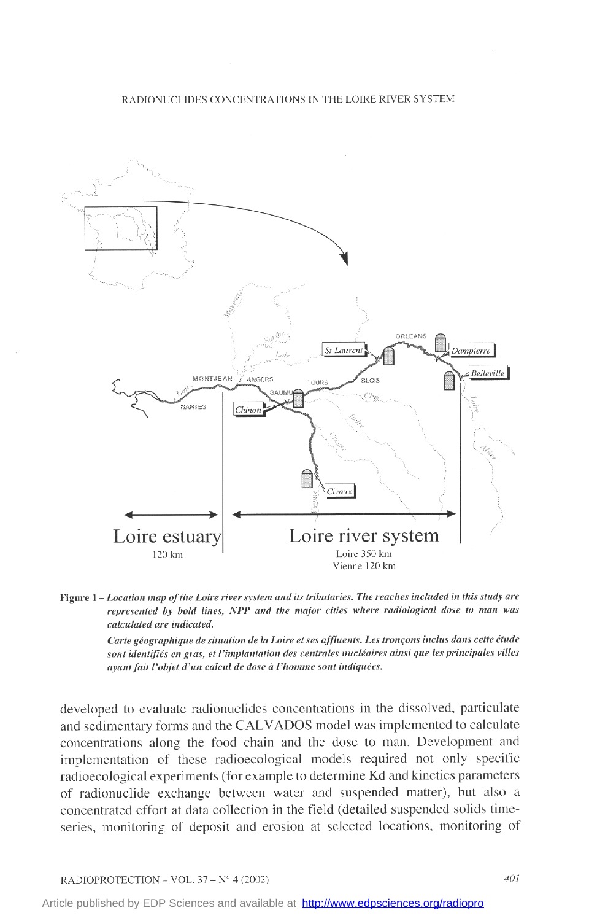**Figure 1** – *Location map of the Loire river system and its tributaries. The reaches included in this study are represented by bold lines, NPP and the major cities where radiological dose to man was calculated are indicated.*

*Carte géographique de situation de la Loire et ses affluents. Les tronçons inclus dans cette étude sont identifiés en gras, et l'implantation des centrales nucléaires ainsi que les principales villes ayant fait l'objet d'un calcul de dose à l'homme sont indiquées.*

developed to evaluate radionuclides concentrations in the dissolved, particulate and sedimentary forms and the CALVADOS model was implemented to calculate concentrations along the food chain and the dose to man. Development and implementation of these radioecological models required not only specific radioecological experiments (for example to determine Kd and kinetics parameters of radionuclide exchange between water and suspended matter), but also a concentrated effort at data collection in the field (detailed suspended solids time-series, monitoring of deposit and erosion at selected locations, monitoring of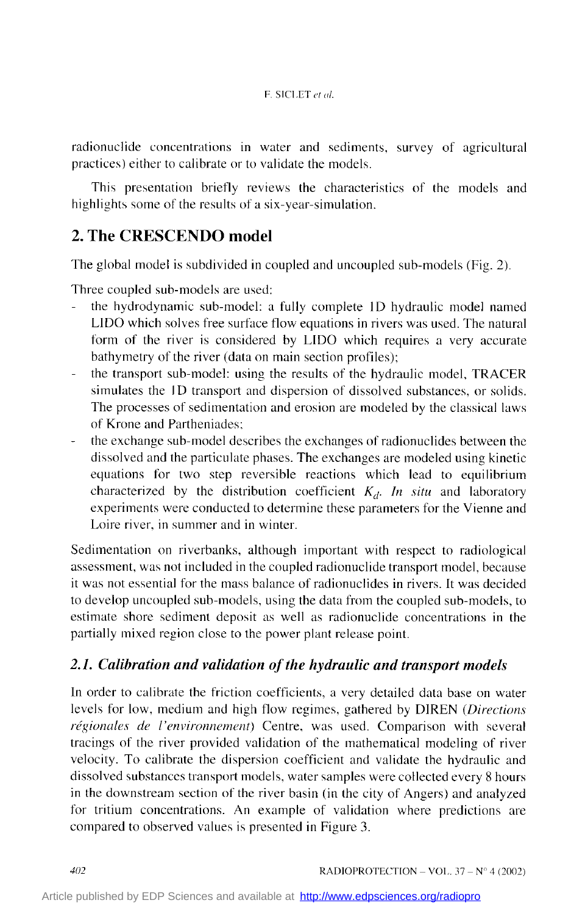radionuclide concentrations in water and sediments, survey of agricultural practices) either to calibrate or to validate the models.

This presentation briefly reviews the characteristics of the models and highlights some of the results of a six-year-simulation.

## 2. The CRESCENDO model

The global model is subdivided in coupled and uncoupled sub-models (Fig. 2).

Three coupled sub-models are used:

- the hydrodynamic sub-model: a fully complete 1D hydraulic model named LIDO which solves free surface flow equations in rivers was used. The natural form of the river is considered by LIDO which requires a very accurate bathymetry of the river (data on main section profiles);
- the transport sub-model: using the results of the hydraulic model, TRACER simulates the 1D transport and dispersion of dissolved substances, or solids. The processes of sedimentation and erosion are modeled by the classical laws of Krone and Partheniades;
- the exchange sub-model describes the exchanges of radionuclides between the dissolved and the particulate phases. The exchanges are modeled using kinetic equations for two step reversible reactions which lead to equilibrium characterized by the distribution coefficient $K_d$. *In situ* and laboratory experiments were conducted to determine these parameters for the Vienne and Loire river, in summer and in winter.

Sedimentation on riverbanks, although important with respect to radiological assessment, was not included in the coupled radionuclide transport model, because it was not essential for the mass balance of radionuclides in rivers. It was decided to develop uncoupled sub-models, using the data from the coupled sub-models, to estimate shore sediment deposit as well as radionuclide concentrations in the partially mixed region close to the power plant release point.

### 2.1. Calibration and validation of the hydraulic and transport models

In order to calibrate the friction coefficients, a very detailed data base on water levels for low, medium and high flow regimes, gathered by DIREN (*Directions régionales de l'environnement*) Centre, was used. Comparison with several tracings of the river provided validation of the mathematical modeling of river velocity. To calibrate the dispersion coefficient and validate the hydraulic and dissolved substances transport models, water samples were collected every 8 hours in the downstream section of the river basin (in the city of Angers) and analyzed for tritium concentrations. An example of validation where predictions are compared to observed values is presented in Figure 3.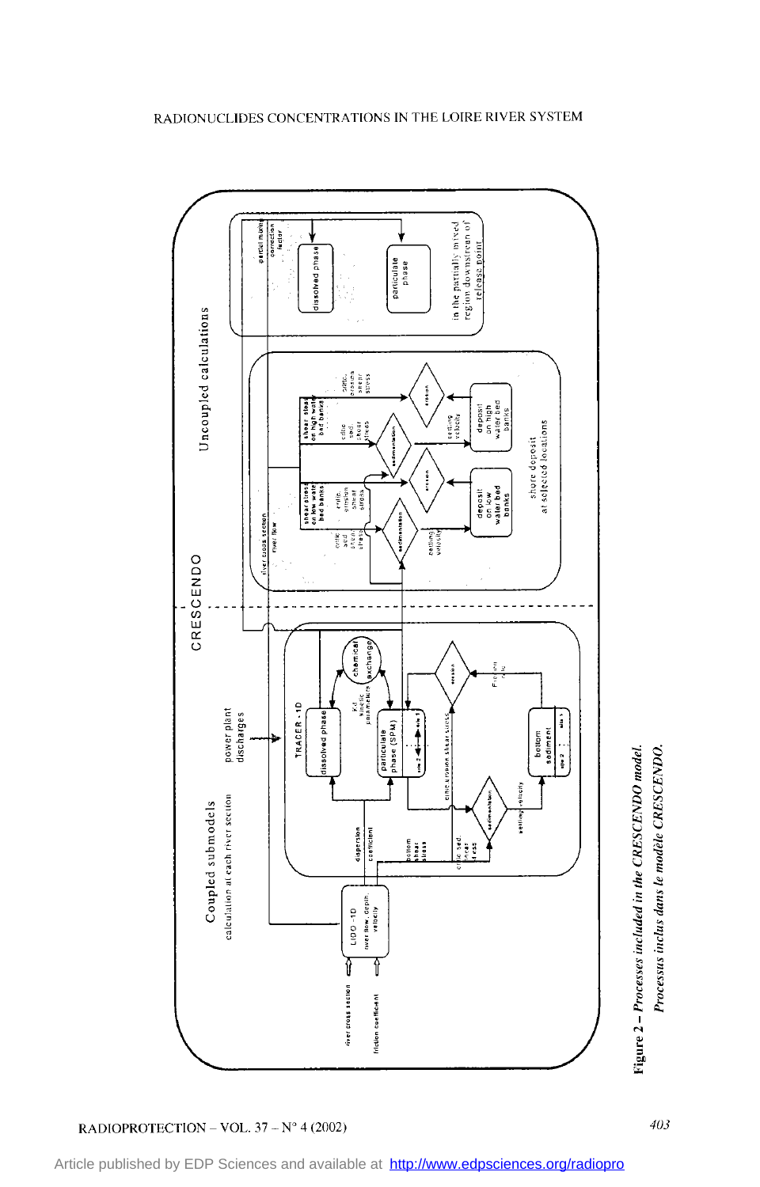Figure 2 – *Processes included in the CRESCENDO model.*
*Processus inclus dans le modèle CRESCENDO.*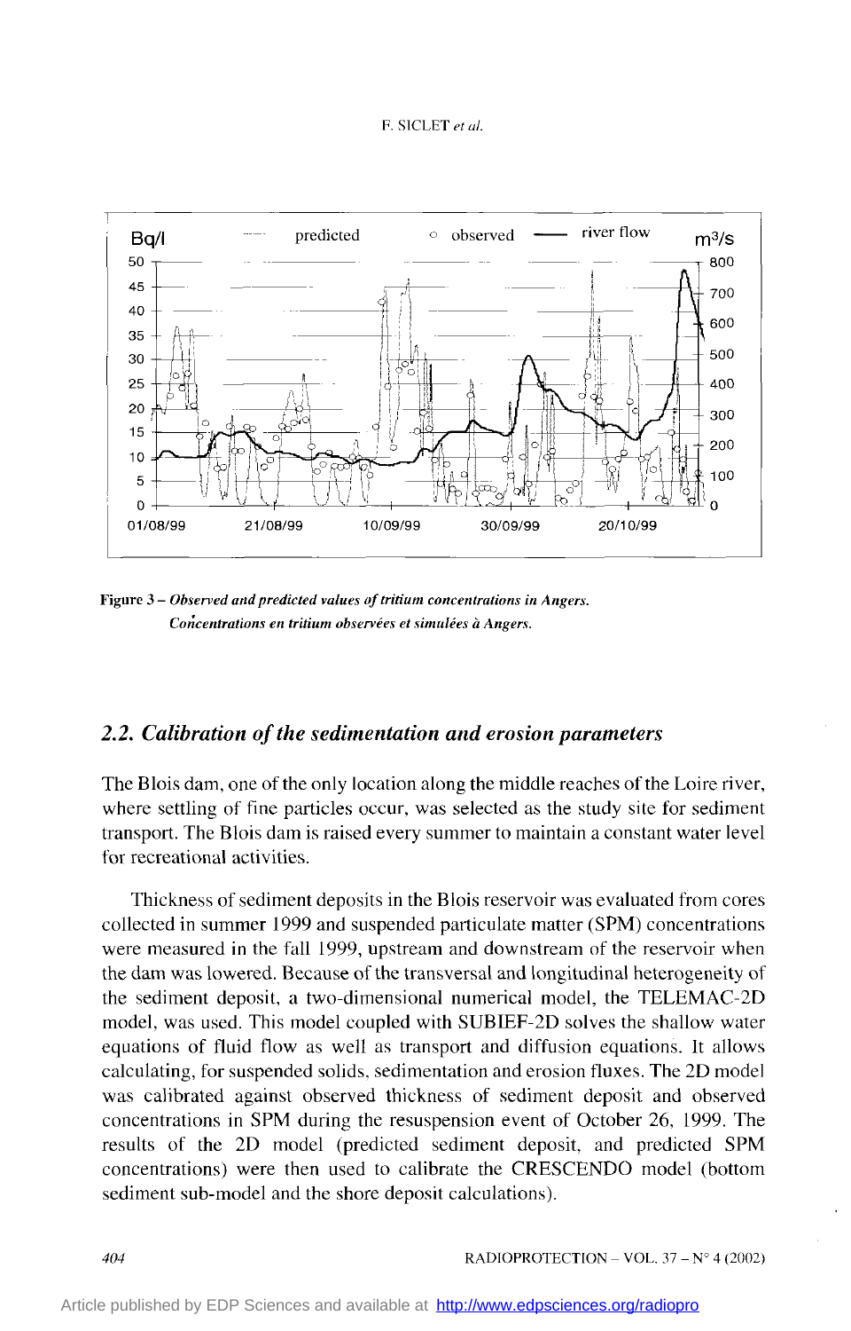Figure 3 – *Observed and predicted values of tritium concentrations in Angers.*
*Concentrations en tritium observées et simulées à Angers.*

## 2.2. Calibration of the sedimentation and erosion parameters

The Blois dam, one of the only location along the middle reaches of the Loire river, where settling of fine particles occur, was selected as the study site for sediment transport. The Blois dam is raised every summer to maintain a constant water level for recreational activities.

Thickness of sediment deposits in the Blois reservoir was evaluated from cores collected in summer 1999 and suspended particulate matter (SPM) concentrations were measured in the fall 1999, upstream and downstream of the reservoir when the dam was lowered. Because of the transversal and longitudinal heterogeneity of the sediment deposit, a two-dimensional numerical model, the TELEMAC-2D model, was used. This model coupled with SUBIEF-2D solves the shallow water equations of fluid flow as well as transport and diffusion equations. It allows calculating, for suspended solids, sedimentation and erosion fluxes. The 2D model was calibrated against observed thickness of sediment deposit and observed concentrations in SPM during the resuspension event of October 26, 1999. The results of the 2D model (predicted sediment deposit, and predicted SPM concentrations) were then used to calibrate the CRESCENDO model (bottom sediment sub-model and the shore deposit calculations).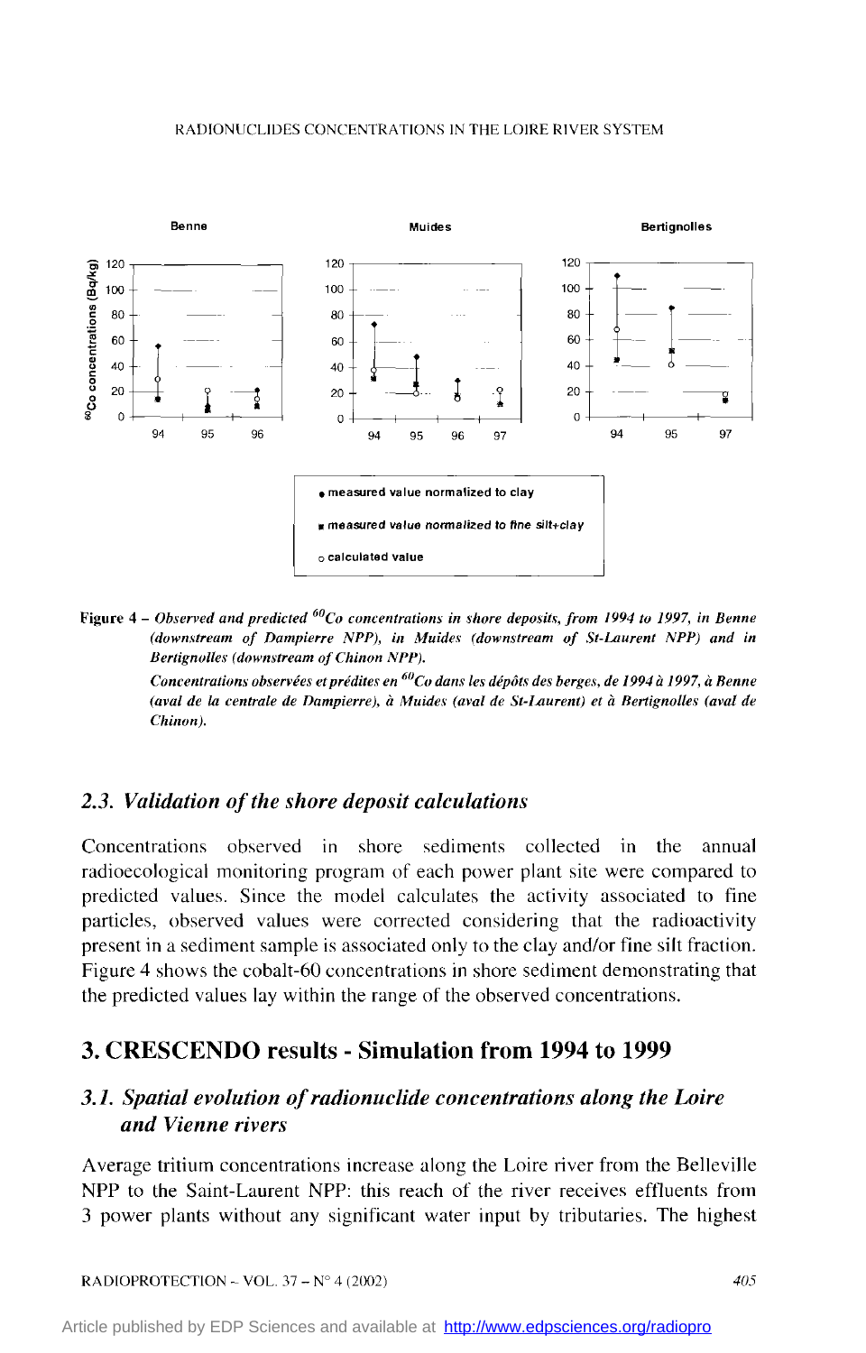Figure 4 – *Observed and predicted $^{60}$Co concentrations in shore deposits, from 1994 to 1997, in Benne (downstream of Dampierre NPP), in Muides (downstream of St-Laurent NPP) and in Bertignolles (downstream of Chinon NPP).*

*Concentrations observées et prédites en $^{60}$Co dans les dépôts des berges, de 1994 à 1997, à Benne (aval de la centrale de Dampierre), à Muides (aval de St-Laurent) et à Bertignolles (aval de Chinon).*

### *2.3. Validation of the shore deposit calculations*

Concentrations observed in shore sediments collected in the annual radioecological monitoring program of each power plant site were compared to predicted values. Since the model calculates the activity associated to fine particles, observed values were corrected considering that the radioactivity present in a sediment sample is associated only to the clay and/or fine silt fraction. Figure 4 shows the cobalt-60 concentrations in shore sediment demonstrating that the predicted values lay within the range of the observed concentrations.

## 3. CRESCENDO results - Simulation from 1994 to 1999

### *3.1. Spatial evolution of radionuclide concentrations along the Loire and Vienne rivers*

Average tritium concentrations increase along the Loire river from the Belleville NPP to the Saint-Laurent NPP: this reach of the river receives effluents from 3 power plants without any significant water input by tributaries. The highest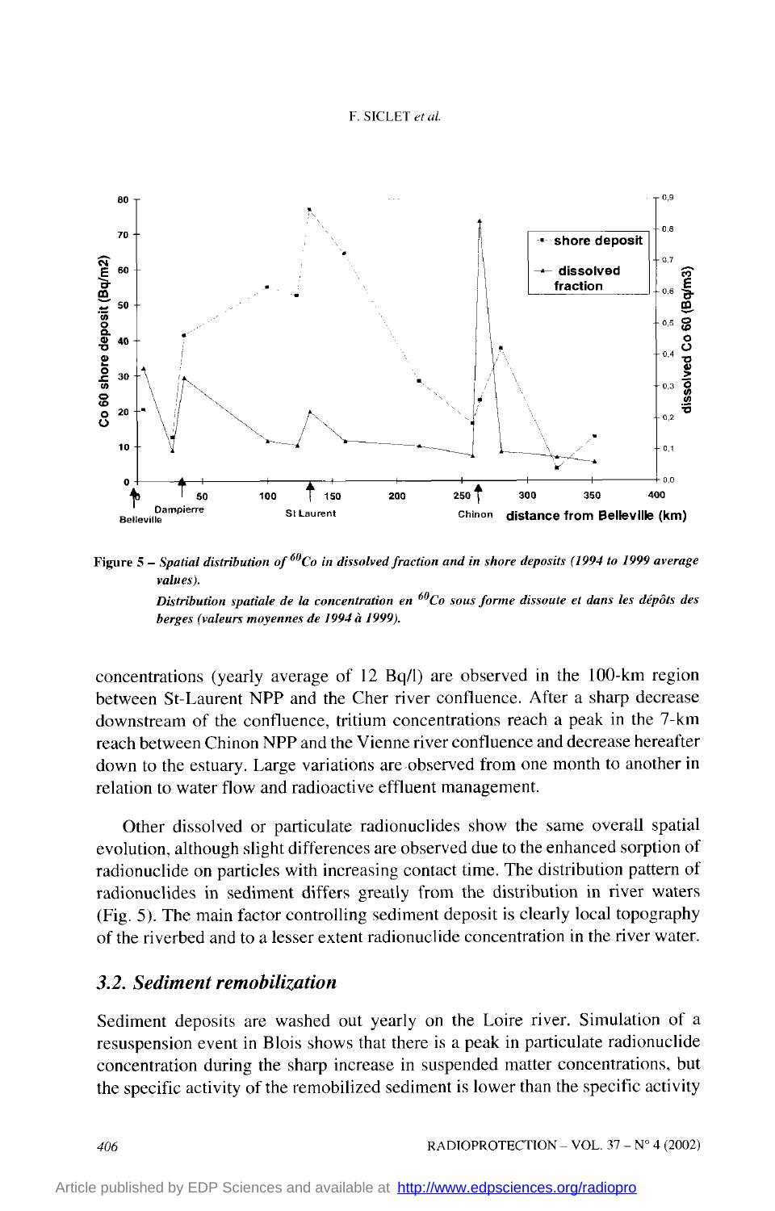Figure 5 – *Spatial distribution of $^{60}$Co in dissolved fraction and in shore deposits (1994 to 1999 average values).*

*Distribution spatiale de la concentration en $^{60}$Co sous forme dissoute et dans les dépôts des berges (valeurs moyennes de 1994 à 1999).*

concentrations (yearly average of 12 Bq/l) are observed in the 100-km region between St-Laurent NPP and the Cher river confluence. After a sharp decrease downstream of the confluence, tritium concentrations reach a peak in the 7-km reach between Chinon NPP and the Vienne river confluence and decrease hereafter down to the estuary. Large variations are observed from one month to another in relation to water flow and radioactive effluent management.

Other dissolved or particulate radionuclides show the same overall spatial evolution, although slight differences are observed due to the enhanced sorption of radionuclide on particles with increasing contact time. The distribution pattern of radionuclides in sediment differs greatly from the distribution in river waters (Fig. 5). The main factor controlling sediment deposit is clearly local topography of the riverbed and to a lesser extent radionuclide concentration in the river water.

### *3.2. Sediment remobilization*

Sediment deposits are washed out yearly on the Loire river. Simulation of a resuspension event in Blois shows that there is a peak in particulate radionuclide concentration during the sharp increase in suspended matter concentrations, but the specific activity of the remobilized sediment is lower than the specific activity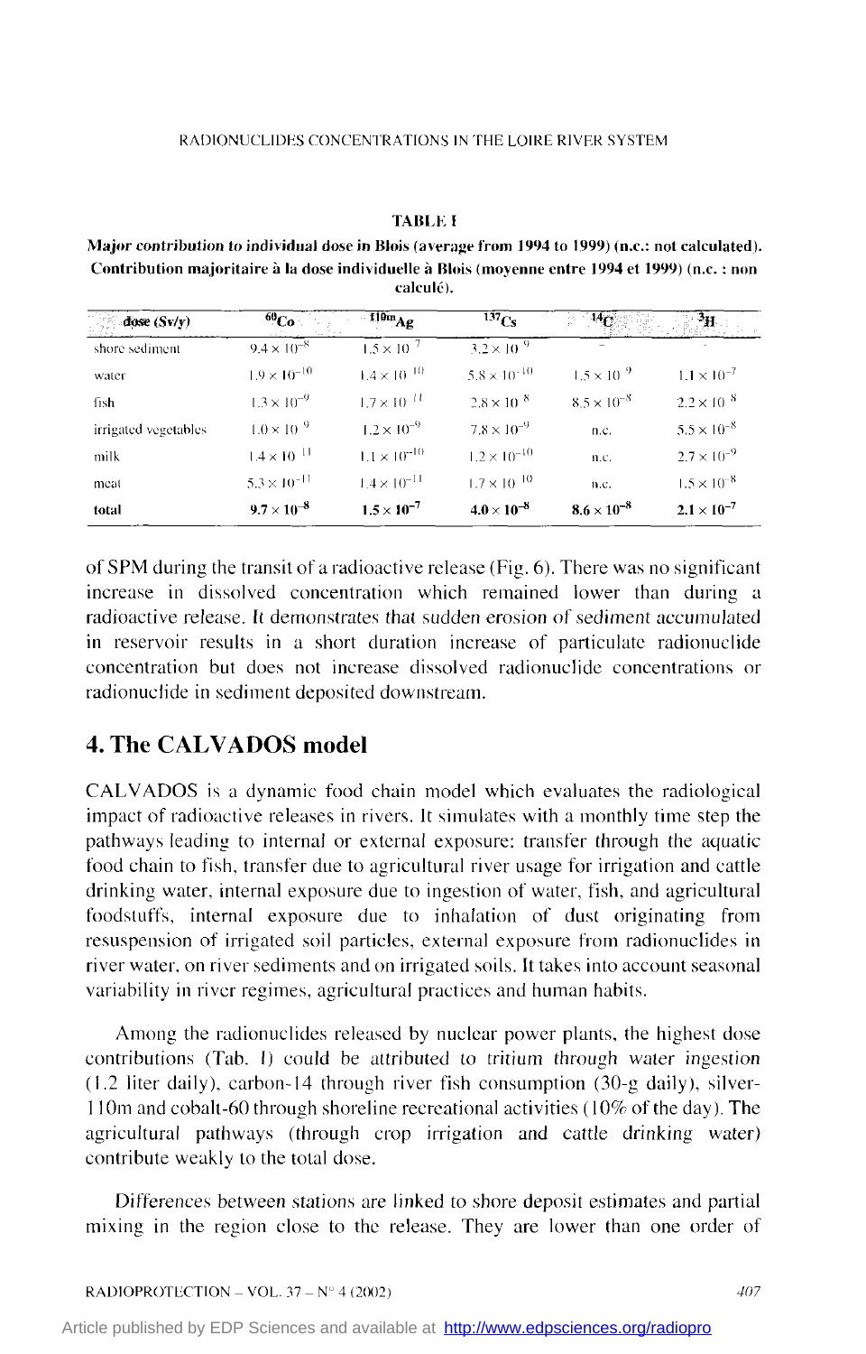**TABLE I**

**Major contribution to individual dose in Blois (average from 1994 to 1999) (n.c.: not calculated).**
**Contribution majoritaire à la dose individuelle à Blois (moyenne entre 1994 et 1999) (n.c. : non calculé).**

| dose (Sv/y) | $^{60}Co$ | $^{110m}Ag$ | $^{137}Cs$ | $^{14}C$ | $^{3}H$ |
|---|---|---|---|---|---|
| shore sediment | $9.4 \times 10^{-8}$ | $1.5 \times 10^{-7}$ | $3.2 \times 10^{-9}$ | – | – |
| water | $1.9 \times 10^{-10}$ | $1.4 \times 10^{-10}$ | $5.8 \times 10^{-10}$ | $1.5 \times 10^{-9}$ | $1.1 \times 10^{-7}$ |
| fish | $1.3 \times 10^{-9}$ | $1.7 \times 10^{-11}$ | $2.8 \times 10^{-8}$ | $8.5 \times 10^{-8}$ | $2.2 \times 10^{-8}$ |
| irrigated vegetables | $1.0 \times 10^{-9}$ | $1.2 \times 10^{-9}$ | $7.8 \times 10^{-9}$ | n.c. | $5.5 \times 10^{-8}$ |
| milk | $1.4 \times 10^{-11}$ | $1.1 \times 10^{-10}$ | $1.2 \times 10^{-10}$ | n.c. | $2.7 \times 10^{-9}$ |
| meat | $5.3 \times 10^{-11}$ | $1.4 \times 10^{-11}$ | $1.7 \times 10^{-10}$ | n.c. | $1.5 \times 10^{-8}$ |
| **total** | $\mathbf{9.7 \times 10^{-8}}$ | $\mathbf{1.5 \times 10^{-7}}$ | $\mathbf{4.0 \times 10^{-8}}$ | $\mathbf{8.6 \times 10^{-8}}$ | $\mathbf{2.1 \times 10^{-7}}$ |

of SPM during the transit of a radioactive release (Fig. 6). There was no significant increase in dissolved concentration which remained lower than during a radioactive release. It demonstrates that sudden erosion of sediment accumulated in reservoir results in a short duration increase of particulate radionuclide concentration but does not increase dissolved radionuclide concentrations or radionuclide in sediment deposited downstream.

## 4. The CALVADOS model

CALVADOS is a dynamic food chain model which evaluates the radiological impact of radioactive releases in rivers. It simulates with a monthly time step the pathways leading to internal or external exposure: transfer through the aquatic food chain to fish, transfer due to agricultural river usage for irrigation and cattle drinking water, internal exposure due to ingestion of water, fish, and agricultural foodstuffs, internal exposure due to inhalation of dust originating from resuspension of irrigated soil particles, external exposure from radionuclides in river water, on river sediments and on irrigated soils. It takes into account seasonal variability in river regimes, agricultural practices and human habits.

Among the radionuclides released by nuclear power plants, the highest dose contributions (Tab. I) could be attributed to tritium through water ingestion (1.2 liter daily), carbon-14 through river fish consumption (30-g daily), silver-110m and cobalt-60 through shoreline recreational activities (10% of the day). The agricultural pathways (through crop irrigation and cattle drinking water) contribute weakly to the total dose.

Differences between stations are linked to shore deposit estimates and partial mixing in the region close to the release. They are lower than one order of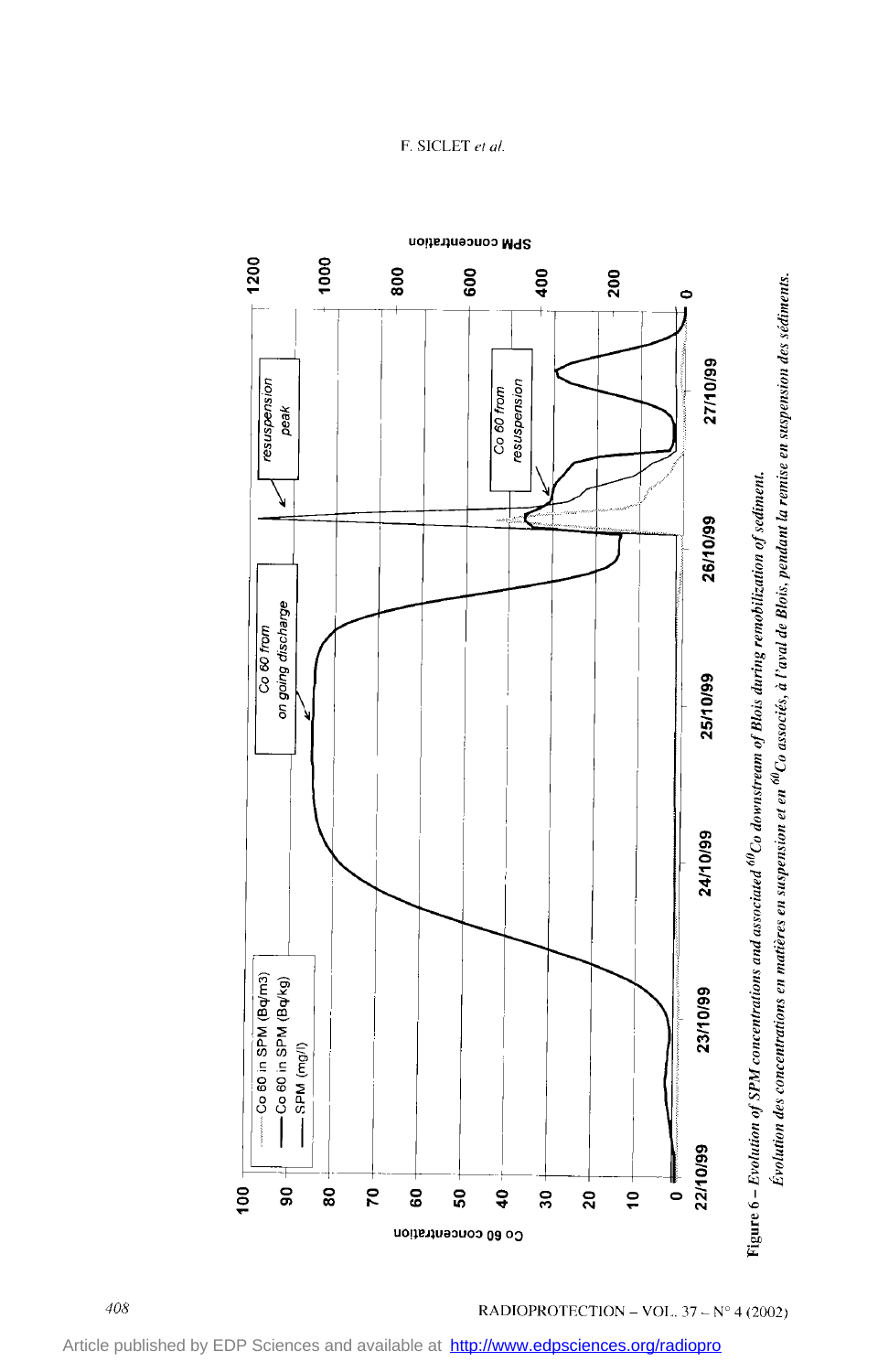Figure 6 – *Evolution of SPM concentrations and associated $^{60}$Co downstream of Blois during remobilization of sediment.*

*Évolution des concentrations en matières en suspension et en $^{60}$Co associés, à l'aval de Blois, pendant la remise en suspension des sédiments.*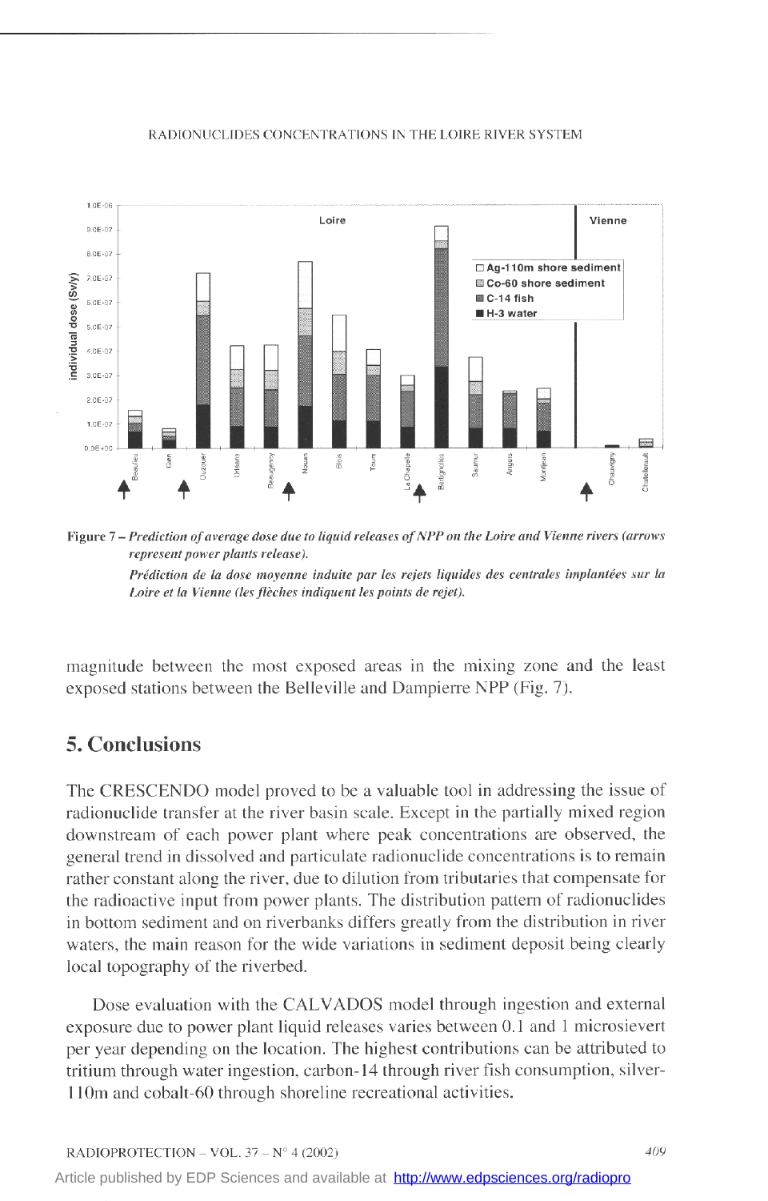**Figure 7 –** *Prediction of average dose due to liquid releases of NPP on the Loire and Vienne rivers (arrows represent power plants release).*

*Prédiction de la dose moyenne induite par les rejets liquides des centrales implantées sur la Loire et la Vienne (les flèches indiquent les points de rejet).*

magnitude between the most exposed areas in the mixing zone and the least exposed stations between the Belleville and Dampierre NPP (Fig. 7).

## 5. Conclusions

The CRESCENDO model proved to be a valuable tool in addressing the issue of radionuclide transfer at the river basin scale. Except in the partially mixed region downstream of each power plant where peak concentrations are observed, the general trend in dissolved and particulate radionuclide concentrations is to remain rather constant along the river, due to dilution from tributaries that compensate for the radioactive input from power plants. The distribution pattern of radionuclides in bottom sediment and on riverbanks differs greatly from the distribution in river waters, the main reason for the wide variations in sediment deposit being clearly local topography of the riverbed.

Dose evaluation with the CALVADOS model through ingestion and external exposure due to power plant liquid releases varies between 0.1 and 1 microsievert per year depending on the location. The highest contributions can be attributed to tritium through water ingestion, carbon-14 through river fish consumption, silver-110m and cobalt-60 through shoreline recreational activities.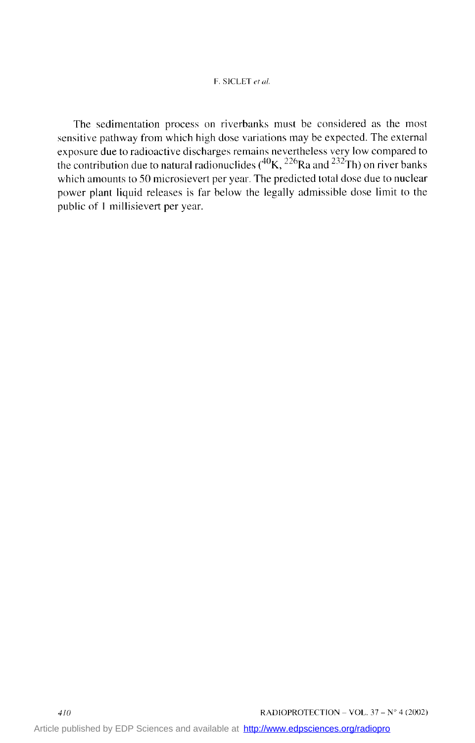The sedimentation process on riverbanks must be considered as the most sensitive pathway from which high dose variations may be expected. The external exposure due to radioactive discharges remains nevertheless very low compared to the contribution due to natural radionuclides ($^{40}K$, $^{226}Ra$ and $^{232}Th$) on river banks which amounts to 50 microsievert per year. The predicted total dose due to nuclear power plant liquid releases is far below the legally admissible dose limit to the public of 1 millisievert per year.